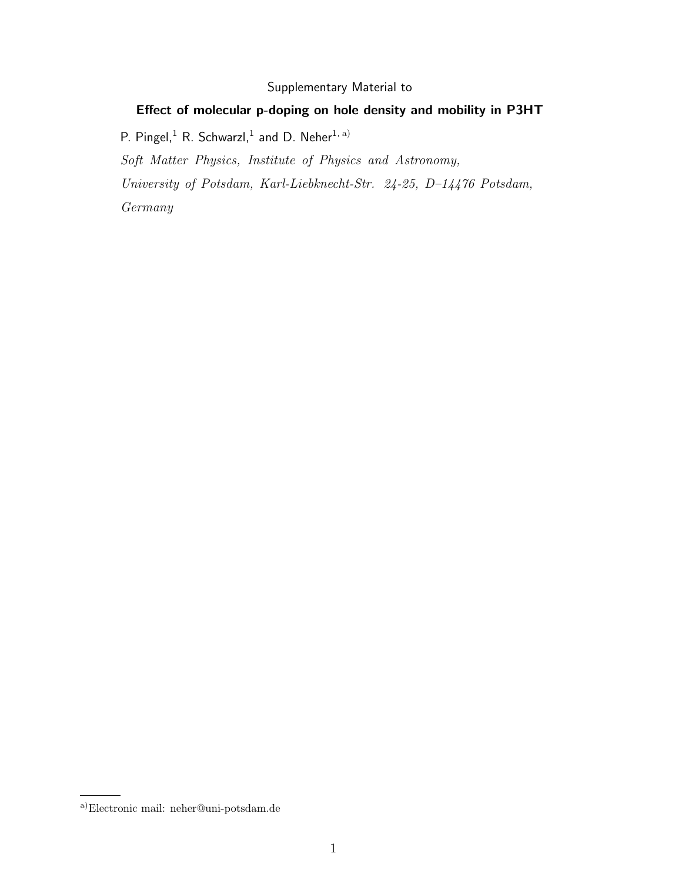Supplementary Material to

# Effect of molecular p-doping on hole density and mobility in P3HT

P. Pingel,[1] R. Schwarzl,[1] and D. Neher[1, a)]

*Soft Matter Physics, Institute of Physics and Astronomy,*
*University of Potsdam, Karl-Liebknecht-Str. 24-25, D–14476 Potsdam,*
*Germany*

[a)]Electronic mail: neher@uni-potsdam.de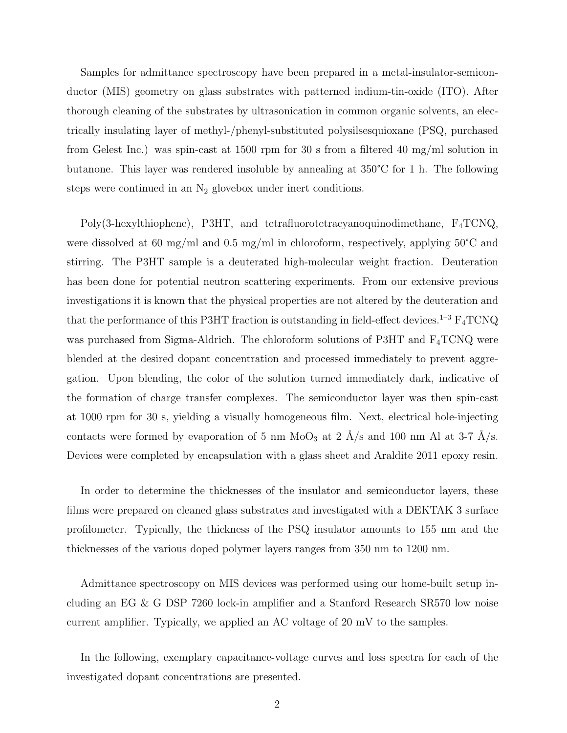Samples for admittance spectroscopy have been prepared in a metal-insulator-semiconductor (MIS) geometry on glass substrates with patterned indium-tin-oxide (ITO). After thorough cleaning of the substrates by ultrasonication in common organic solvents, an electrically insulating layer of methyl-/phenyl-substituted polysilsesquioxane (PSQ, purchased from Gelest Inc.) was spin-cast at 1500 rpm for 30 s from a filtered 40 mg/ml solution in butanone. This layer was rendered insoluble by annealing at 350°C for 1 h. The following steps were continued in an $N_2$ glovebox under inert conditions.

Poly(3-hexylthiophene), P3HT, and tetrafluorotetracyanoquinodimethane, $F_4$TCNQ, were dissolved at 60 mg/ml and 0.5 mg/ml in chloroform, respectively, applying 50°C and stirring. The P3HT sample is a deuterated high-molecular weight fraction. Deuteration has been done for potential neutron scattering experiments. From our extensive previous investigations it is known that the physical properties are not altered by the deuteration and that the performance of this P3HT fraction is outstanding in field-effect devices.[1–3] $F_4$TCNQ was purchased from Sigma-Aldrich. The chloroform solutions of P3HT and $F_4$TCNQ were blended at the desired dopant concentration and processed immediately to prevent aggregation. Upon blending, the color of the solution turned immediately dark, indicative of the formation of charge transfer complexes. The semiconductor layer was then spin-cast at 1000 rpm for 30 s, yielding a visually homogeneous film. Next, electrical hole-injecting contacts were formed by evaporation of 5 nm $MoO_3$ at 2 Å/s and 100 nm Al at 3-7 Å/s. Devices were completed by encapsulation with a glass sheet and Araldite 2011 epoxy resin.

In order to determine the thicknesses of the insulator and semiconductor layers, these films were prepared on cleaned glass substrates and investigated with a DEKTAK 3 surface profilometer. Typically, the thickness of the PSQ insulator amounts to 155 nm and the thicknesses of the various doped polymer layers ranges from 350 nm to 1200 nm.

Admittance spectroscopy on MIS devices was performed using our home-built setup including an EG & G DSP 7260 lock-in amplifier and a Stanford Research SR570 low noise current amplifier. Typically, we applied an AC voltage of 20 mV to the samples.

In the following, exemplary capacitance-voltage curves and loss spectra for each of the investigated dopant concentrations are presented.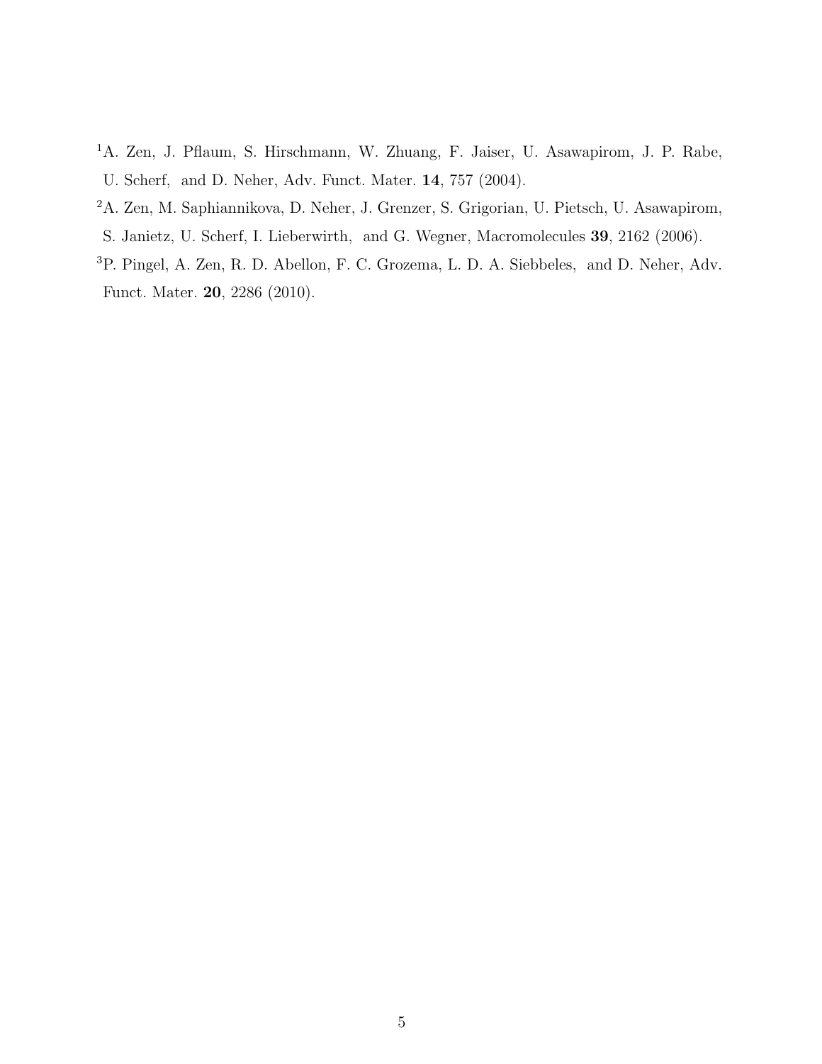[1]A. Zen, J. Pflaum, S. Hirschmann, W. Zhuang, F. Jaiser, U. Asawapirom, J. P. Rabe, U. Scherf, and D. Neher, Adv. Funct. Mater. **14**, 757 (2004).

[2]A. Zen, M. Saphiannikova, D. Neher, J. Grenzer, S. Grigorian, U. Pietsch, U. Asawapirom, S. Janietz, U. Scherf, I. Lieberwirth, and G. Wegner, Macromolecules **39**, 2162 (2006).

[3]P. Pingel, A. Zen, R. D. Abellon, F. C. Grozema, L. D. A. Siebbeles, and D. Neher, Adv. Funct. Mater. **20**, 2286 (2010).